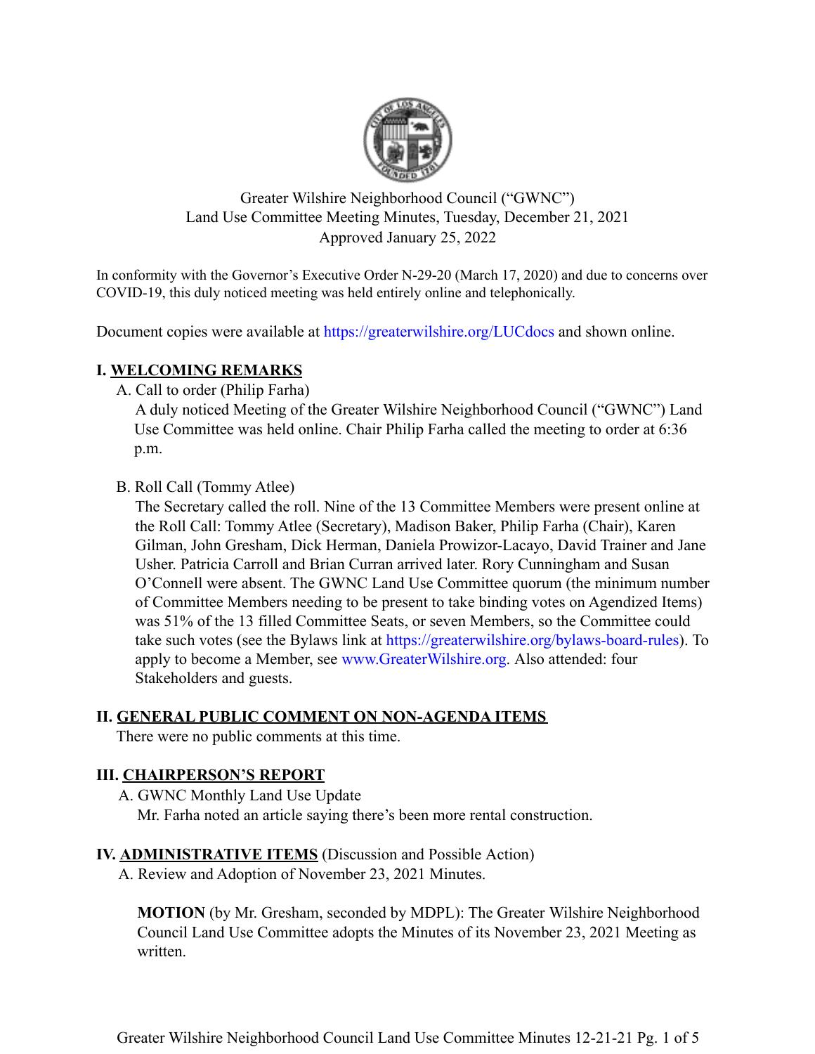Greater Wilshire Neighborhood Council ("GWNC")
Land Use Committee Meeting Minutes, Tuesday, December 21, 2021
Approved January 25, 2022

In conformity with the Governor's Executive Order N-29-20 (March 17, 2020) and due to concerns over COVID-19, this duly noticed meeting was held entirely online and telephonically.

Document copies were available at https://greaterwilshire.org/LUCdocs and shown online.

## I. WELCOMING REMARKS

A. Call to order (Philip Farha)

A duly noticed Meeting of the Greater Wilshire Neighborhood Council ("GWNC") Land Use Committee was held online. Chair Philip Farha called the meeting to order at 6:36 p.m.

B. Roll Call (Tommy Atlee)

The Secretary called the roll. Nine of the 13 Committee Members were present online at the Roll Call: Tommy Atlee (Secretary), Madison Baker, Philip Farha (Chair), Karen Gilman, John Gresham, Dick Herman, Daniela Prowizor-Lacayo, David Trainer and Jane Usher. Patricia Carroll and Brian Curran arrived later. Rory Cunningham and Susan O'Connell were absent. The GWNC Land Use Committee quorum (the minimum number of Committee Members needing to be present to take binding votes on Agendized Items) was 51% of the 13 filled Committee Seats, or seven Members, so the Committee could take such votes (see the Bylaws link at https://greaterwilshire.org/bylaws-board-rules). To apply to become a Member, see www.GreaterWilshire.org. Also attended: four Stakeholders and guests.

## II. GENERAL PUBLIC COMMENT ON NON-AGENDA ITEMS

There were no public comments at this time.

## III. CHAIRPERSON'S REPORT

A. GWNC Monthly Land Use Update

Mr. Farha noted an article saying there's been more rental construction.

## IV. ADMINISTRATIVE ITEMS (Discussion and Possible Action)

A. Review and Adoption of November 23, 2021 Minutes.

**MOTION** (by Mr. Gresham, seconded by MDPL): The Greater Wilshire Neighborhood Council Land Use Committee adopts the Minutes of its November 23, 2021 Meeting as written.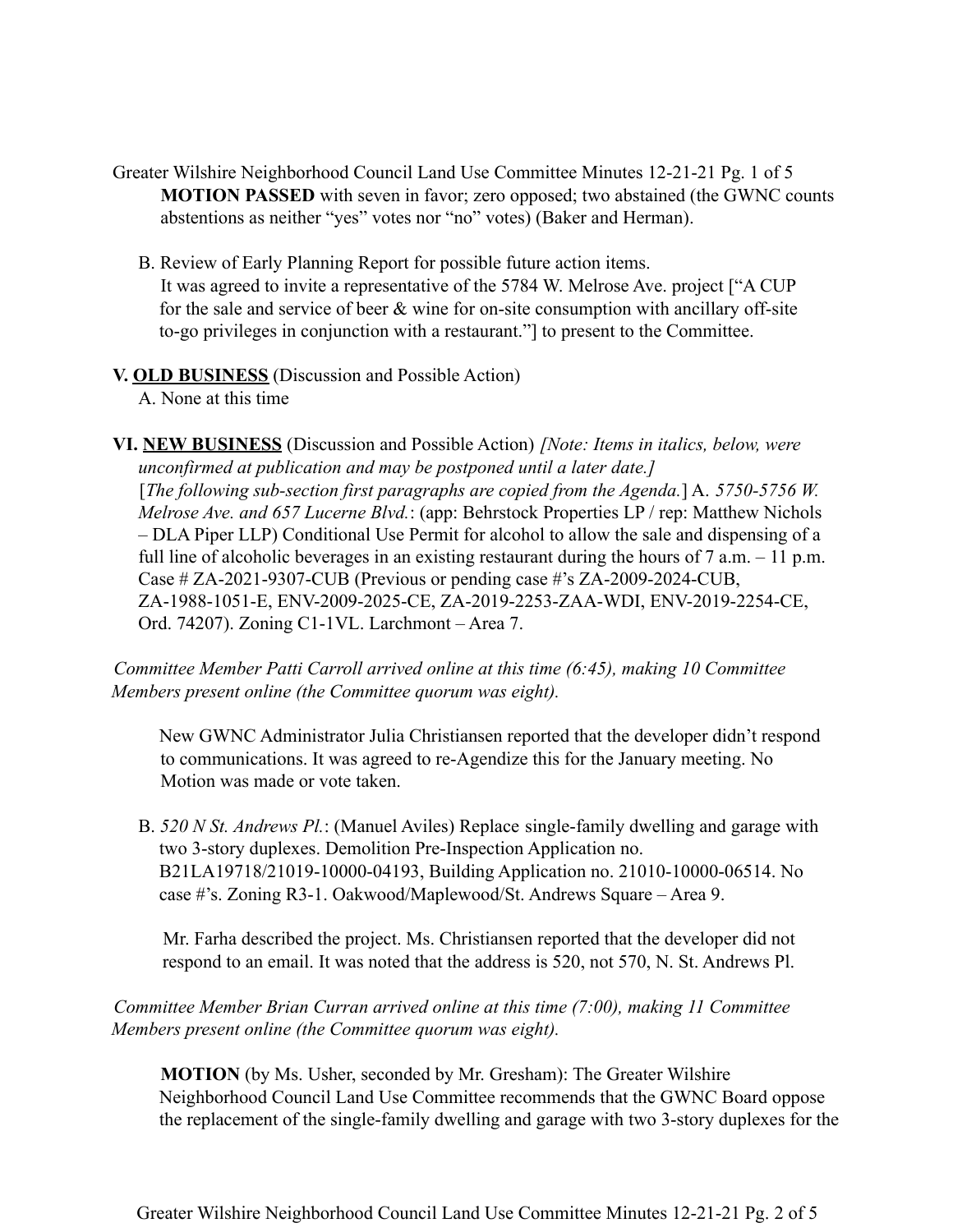**MOTION PASSED** with seven in favor; zero opposed; two abstained (the GWNC counts abstentions as neither "yes" votes nor "no" votes) (Baker and Herman).

B. Review of Early Planning Report for possible future action items.
It was agreed to invite a representative of the 5784 W. Melrose Ave. project ["A CUP for the sale and service of beer & wine for on-site consumption with ancillary off-site to-go privileges in conjunction with a restaurant."] to present to the Committee.

**V. <u>OLD BUSINESS</u>** (Discussion and Possible Action)

A. None at this time

**VI. <u>NEW BUSINESS</u>** (Discussion and Possible Action) *[Note: Items in italics, below, were unconfirmed at publication and may be postponed until a later date.]*
[*The following sub-section first paragraphs are copied from the Agenda.*] A. *5750-5756 W. Melrose Ave. and 657 Lucerne Blvd.*: (app: Behrstock Properties LP / rep: Matthew Nichols – DLA Piper LLP) Conditional Use Permit for alcohol to allow the sale and dispensing of a full line of alcoholic beverages in an existing restaurant during the hours of 7 a.m. – 11 p.m. Case # ZA-2021-9307-CUB (Previous or pending case #'s ZA-2009-2024-CUB, ZA-1988-1051-E, ENV-2009-2025-CE, ZA-2019-2253-ZAA-WDI, ENV-2019-2254-CE, Ord. 74207). Zoning C1-1VL. Larchmont – Area 7.

*Committee Member Patti Carroll arrived online at this time (6:45), making 10 Committee Members present online (the Committee quorum was eight).*

New GWNC Administrator Julia Christiansen reported that the developer didn't respond to communications. It was agreed to re-Agendize this for the January meeting. No Motion was made or vote taken.

B. *520 N St. Andrews Pl.*: (Manuel Aviles) Replace single-family dwelling and garage with two 3-story duplexes. Demolition Pre-Inspection Application no. B21LA19718/21019-10000-04193, Building Application no. 21010-10000-06514. No case #'s. Zoning R3-1. Oakwood/Maplewood/St. Andrews Square – Area 9.

Mr. Farha described the project. Ms. Christiansen reported that the developer did not respond to an email. It was noted that the address is 520, not 570, N. St. Andrews Pl.

*Committee Member Brian Curran arrived online at this time (7:00), making 11 Committee Members present online (the Committee quorum was eight).*

**MOTION** (by Ms. Usher, seconded by Mr. Gresham): The Greater Wilshire Neighborhood Council Land Use Committee recommends that the GWNC Board oppose the replacement of the single-family dwelling and garage with two 3-story duplexes for the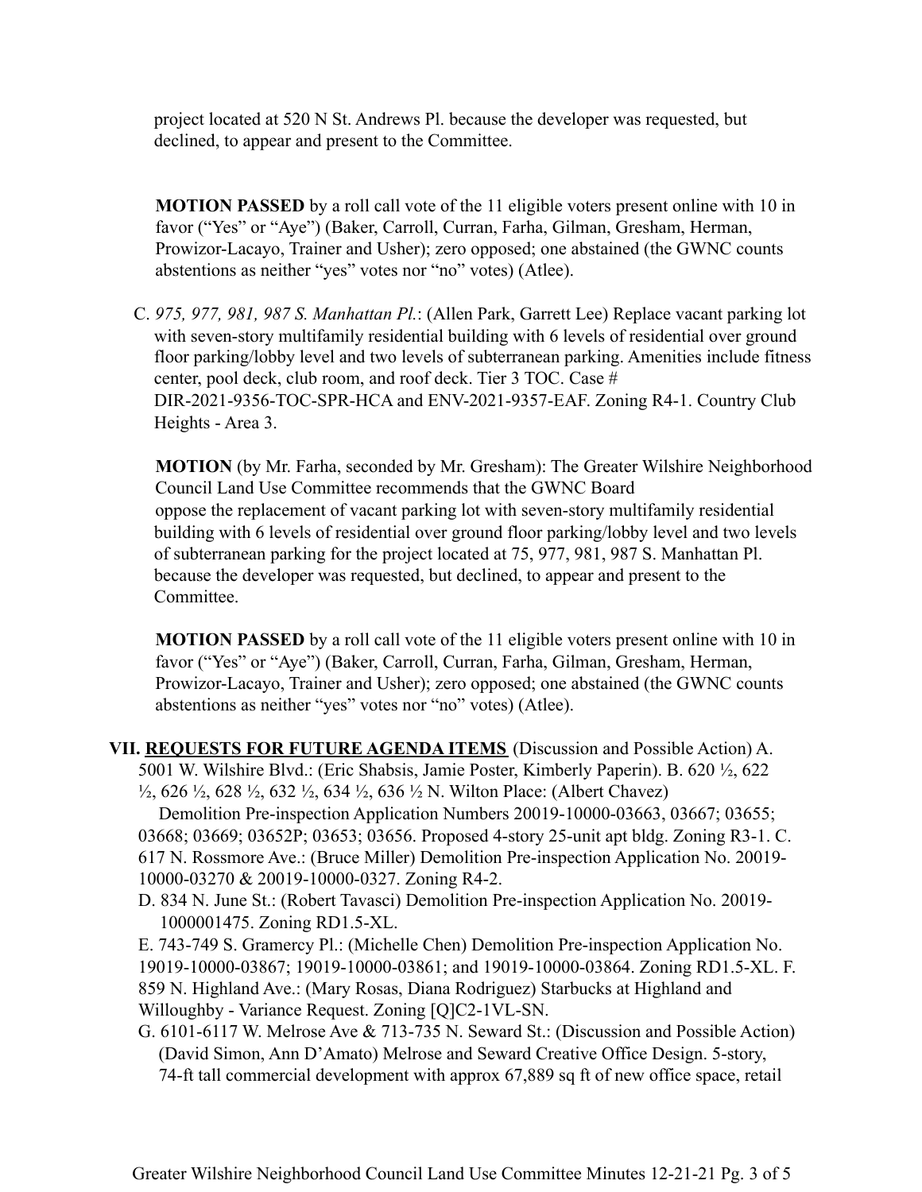project located at 520 N St. Andrews Pl. because the developer was requested, but declined, to appear and present to the Committee.

**MOTION PASSED** by a roll call vote of the 11 eligible voters present online with 10 in favor ("Yes" or "Aye") (Baker, Carroll, Curran, Farha, Gilman, Gresham, Herman, Prowizor-Lacayo, Trainer and Usher); zero opposed; one abstained (the GWNC counts abstentions as neither "yes" votes nor "no" votes) (Atlee).

C. *975, 977, 981, 987 S. Manhattan Pl.*: (Allen Park, Garrett Lee) Replace vacant parking lot with seven-story multifamily residential building with 6 levels of residential over ground floor parking/lobby level and two levels of subterranean parking. Amenities include fitness center, pool deck, club room, and roof deck. Tier 3 TOC. Case # DIR-2021-9356-TOC-SPR-HCA and ENV-2021-9357-EAF. Zoning R4-1. Country Club Heights - Area 3.

**MOTION** (by Mr. Farha, seconded by Mr. Gresham): The Greater Wilshire Neighborhood Council Land Use Committee recommends that the GWNC Board oppose the replacement of vacant parking lot with seven-story multifamily residential building with 6 levels of residential over ground floor parking/lobby level and two levels of subterranean parking for the project located at 75, 977, 981, 987 S. Manhattan Pl. because the developer was requested, but declined, to appear and present to the Committee.

**MOTION PASSED** by a roll call vote of the 11 eligible voters present online with 10 in favor ("Yes" or "Aye") (Baker, Carroll, Curran, Farha, Gilman, Gresham, Herman, Prowizor-Lacayo, Trainer and Usher); zero opposed; one abstained (the GWNC counts abstentions as neither "yes" votes nor "no" votes) (Atlee).

**VII. REQUESTS FOR FUTURE AGENDA ITEMS** (Discussion and Possible Action) A. 5001 W. Wilshire Blvd.: (Eric Shabsis, Jamie Poster, Kimberly Paperin). B. 620 ½, 622 ½, 626 ½, 628 ½, 632 ½, 634 ½, 636 ½ N. Wilton Place: (Albert Chavez) Demolition Pre-inspection Application Numbers 20019-10000-03663, 03667; 03655; 03668; 03669; 03652P; 03653; 03656. Proposed 4-story 25-unit apt bldg. Zoning R3-1. C. 617 N. Rossmore Ave.: (Bruce Miller) Demolition Pre-inspection Application No. 20019-10000-03270 & 20019-10000-0327. Zoning R4-2.

D. 834 N. June St.: (Robert Tavasci) Demolition Pre-inspection Application No. 20019-1000001475. Zoning RD1.5-XL.

E. 743-749 S. Gramercy Pl.: (Michelle Chen) Demolition Pre-inspection Application No. 19019-10000-03867; 19019-10000-03861; and 19019-10000-03864. Zoning RD1.5-XL. F. 859 N. Highland Ave.: (Mary Rosas, Diana Rodriguez) Starbucks at Highland and Willoughby - Variance Request. Zoning [Q]C2-1VL-SN.

G. 6101-6117 W. Melrose Ave & 713-735 N. Seward St.: (Discussion and Possible Action) (David Simon, Ann D'Amato) Melrose and Seward Creative Office Design. 5-story, 74-ft tall commercial development with approx 67,889 sq ft of new office space, retail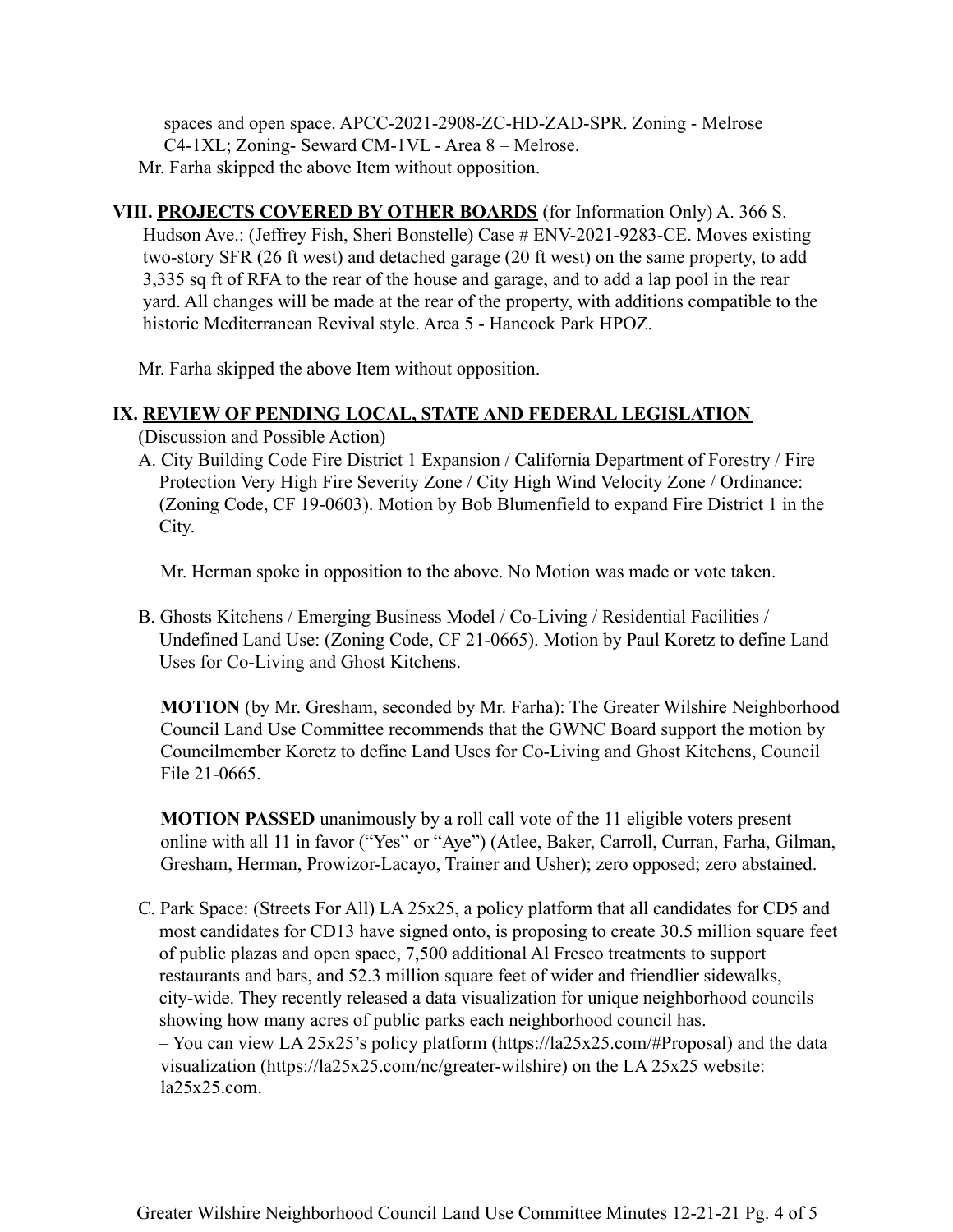spaces and open space. APCC-2021-2908-ZC-HD-ZAD-SPR. Zoning - Melrose C4-1XL; Zoning- Seward CM-1VL - Area 8 – Melrose.

Mr. Farha skipped the above Item without opposition.

**VIII. PROJECTS COVERED BY OTHER BOARDS** (for Information Only) A. 366 S. Hudson Ave.: (Jeffrey Fish, Sheri Bonstelle) Case # ENV-2021-9283-CE. Moves existing two-story SFR (26 ft west) and detached garage (20 ft west) on the same property, to add 3,335 sq ft of RFA to the rear of the house and garage, and to add a lap pool in the rear yard. All changes will be made at the rear of the property, with additions compatible to the historic Mediterranean Revival style. Area 5 - Hancock Park HPOZ.

Mr. Farha skipped the above Item without opposition.

**IX. REVIEW OF PENDING LOCAL, STATE AND FEDERAL LEGISLATION**

(Discussion and Possible Action)

A. City Building Code Fire District 1 Expansion / California Department of Forestry / Fire Protection Very High Fire Severity Zone / City High Wind Velocity Zone / Ordinance: (Zoning Code, CF 19-0603). Motion by Bob Blumenfield to expand Fire District 1 in the City.

Mr. Herman spoke in opposition to the above. No Motion was made or vote taken.

B. Ghosts Kitchens / Emerging Business Model / Co-Living / Residential Facilities / Undefined Land Use: (Zoning Code, CF 21-0665). Motion by Paul Koretz to define Land Uses for Co-Living and Ghost Kitchens.

**MOTION** (by Mr. Gresham, seconded by Mr. Farha): The Greater Wilshire Neighborhood Council Land Use Committee recommends that the GWNC Board support the motion by Councilmember Koretz to define Land Uses for Co-Living and Ghost Kitchens, Council File 21-0665.

**MOTION PASSED** unanimously by a roll call vote of the 11 eligible voters present online with all 11 in favor ("Yes" or "Aye") (Atlee, Baker, Carroll, Curran, Farha, Gilman, Gresham, Herman, Prowizor-Lacayo, Trainer and Usher); zero opposed; zero abstained.

C. Park Space: (Streets For All) LA 25x25, a policy platform that all candidates for CD5 and most candidates for CD13 have signed onto, is proposing to create 30.5 million square feet of public plazas and open space, 7,500 additional Al Fresco treatments to support restaurants and bars, and 52.3 million square feet of wider and friendlier sidewalks, city-wide. They recently released a data visualization for unique neighborhood councils showing how many acres of public parks each neighborhood council has.
– You can view LA 25x25's policy platform (https://la25x25.com/#Proposal) and the data visualization (https://la25x25.com/nc/greater-wilshire) on the LA 25x25 website: la25x25.com.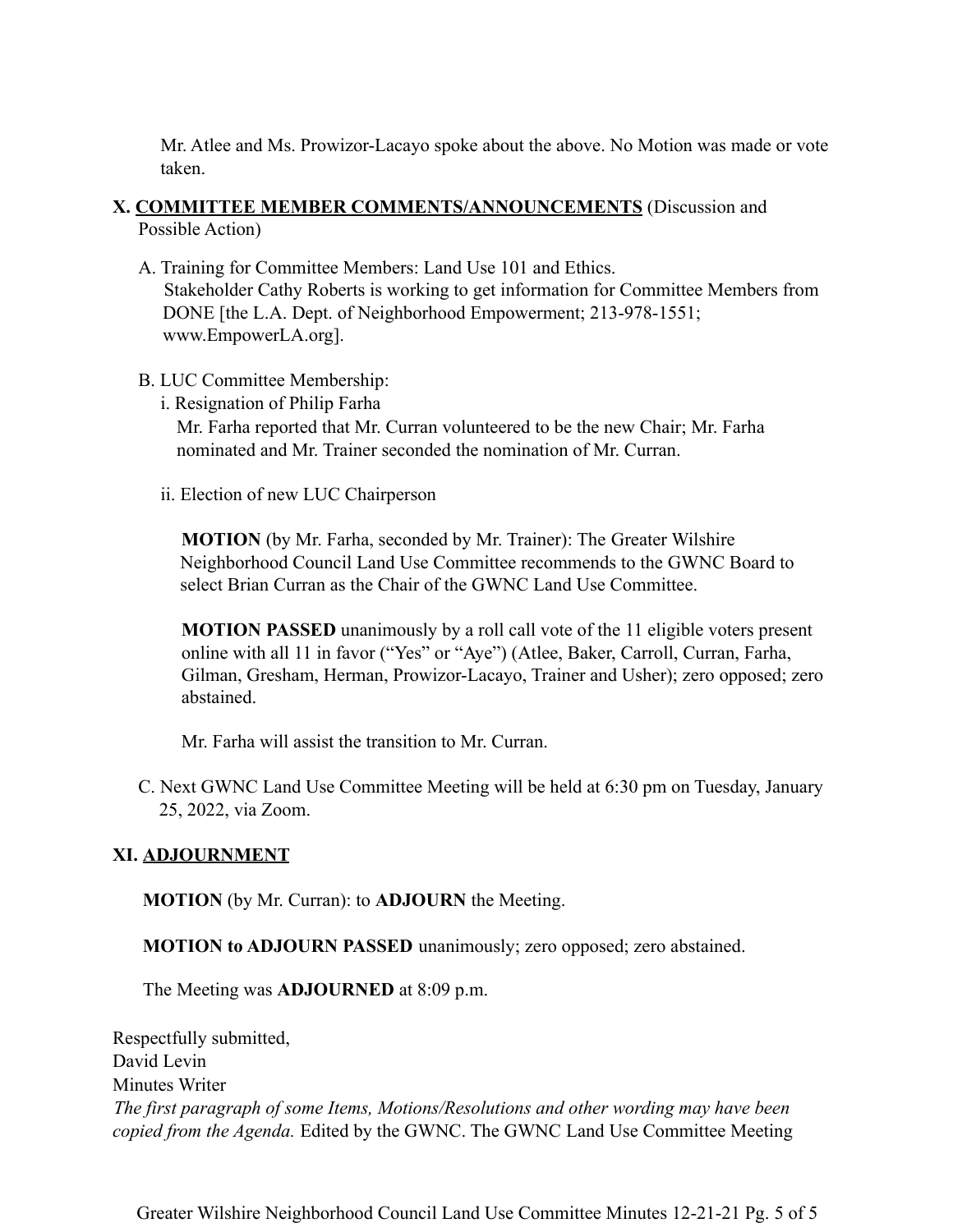Mr. Atlee and Ms. Prowizor-Lacayo spoke about the above. No Motion was made or vote taken.

**X. COMMITTEE MEMBER COMMENTS/ANNOUNCEMENTS** (Discussion and Possible Action)

A. Training for Committee Members: Land Use 101 and Ethics.
Stakeholder Cathy Roberts is working to get information for Committee Members from DONE [the L.A. Dept. of Neighborhood Empowerment; 213-978-1551; www.EmpowerLA.org].

B. LUC Committee Membership:

i. Resignation of Philip Farha
Mr. Farha reported that Mr. Curran volunteered to be the new Chair; Mr. Farha nominated and Mr. Trainer seconded the nomination of Mr. Curran.

ii. Election of new LUC Chairperson

**MOTION** (by Mr. Farha, seconded by Mr. Trainer): The Greater Wilshire Neighborhood Council Land Use Committee recommends to the GWNC Board to select Brian Curran as the Chair of the GWNC Land Use Committee.

**MOTION PASSED** unanimously by a roll call vote of the 11 eligible voters present online with all 11 in favor ("Yes" or "Aye") (Atlee, Baker, Carroll, Curran, Farha, Gilman, Gresham, Herman, Prowizor-Lacayo, Trainer and Usher); zero opposed; zero abstained.

Mr. Farha will assist the transition to Mr. Curran.

C. Next GWNC Land Use Committee Meeting will be held at 6:30 pm on Tuesday, January 25, 2022, via Zoom.

**XI. ADJOURNMENT**

**MOTION** (by Mr. Curran): to **ADJOURN** the Meeting.

**MOTION to ADJOURN PASSED** unanimously; zero opposed; zero abstained.

The Meeting was **ADJOURNED** at 8:09 p.m.

Respectfully submitted,
David Levin
Minutes Writer
*The first paragraph of some Items, Motions/Resolutions and other wording may have been copied from the Agenda.* Edited by the GWNC. The GWNC Land Use Committee Meeting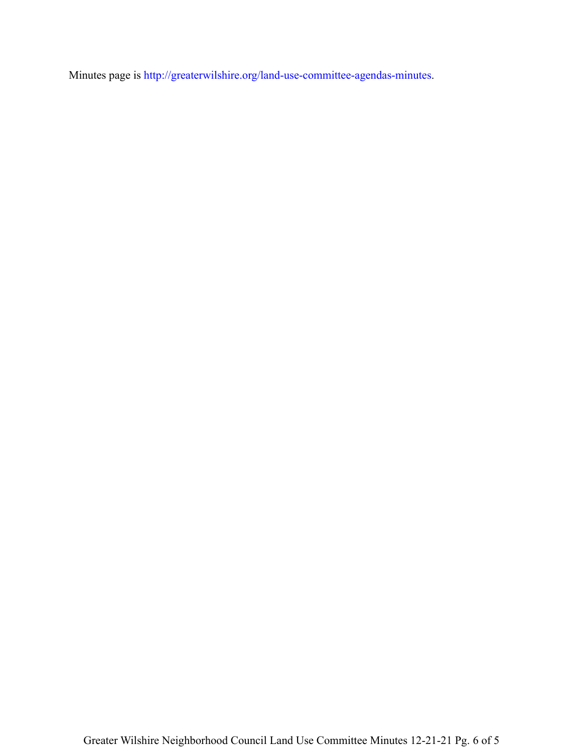Minutes page is http://greaterwilshire.org/land-use-committee-agendas-minutes.